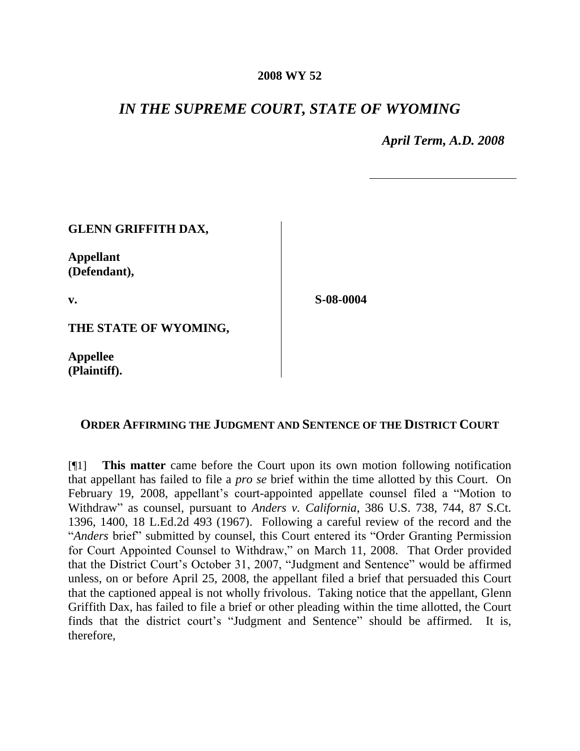**2008 WY 52**

# *IN THE SUPREME COURT, STATE OF WYOMING*

*April Term, A.D. 2008*

| | |
|---|---|
| **GLENN GRIFFITH DAX,** <br><br> **Appellant (Defendant),** <br><br> **v.** <br><br> **THE STATE OF WYOMING,** <br><br> **Appellee (Plaintiff).** | **S-08-0004** |

## ORDER AFFIRMING THE JUDGMENT AND SENTENCE OF THE DISTRICT COURT

[¶1] **This matter** came before the Court upon its own motion following notification that appellant has failed to file a *pro se* brief within the time allotted by this Court. On February 19, 2008, appellant's court-appointed appellate counsel filed a "Motion to Withdraw" as counsel, pursuant to *Anders v. California*, 386 U.S. 738, 744, 87 S.Ct. 1396, 1400, 18 L.Ed.2d 493 (1967). Following a careful review of the record and the "*Anders* brief" submitted by counsel, this Court entered its "Order Granting Permission for Court Appointed Counsel to Withdraw," on March 11, 2008. That Order provided that the District Court's October 31, 2007, "Judgment and Sentence" would be affirmed unless, on or before April 25, 2008, the appellant filed a brief that persuaded this Court that the captioned appeal is not wholly frivolous. Taking notice that the appellant, Glenn Griffith Dax, has failed to file a brief or other pleading within the time allotted, the Court finds that the district court's "Judgment and Sentence" should be affirmed. It is, therefore,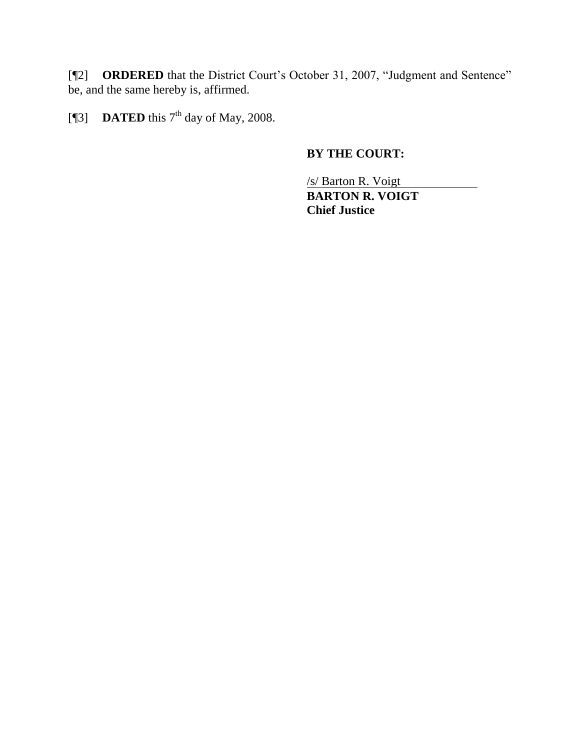[¶2] **ORDERED** that the District Court's October 31, 2007, "Judgment and Sentence" be, and the same hereby is, affirmed.

[¶3] **DATED** this 7th day of May, 2008.

**BY THE COURT:**

/s/ Barton R. Voigt
**BARTON R. VOIGT**
**Chief Justice**